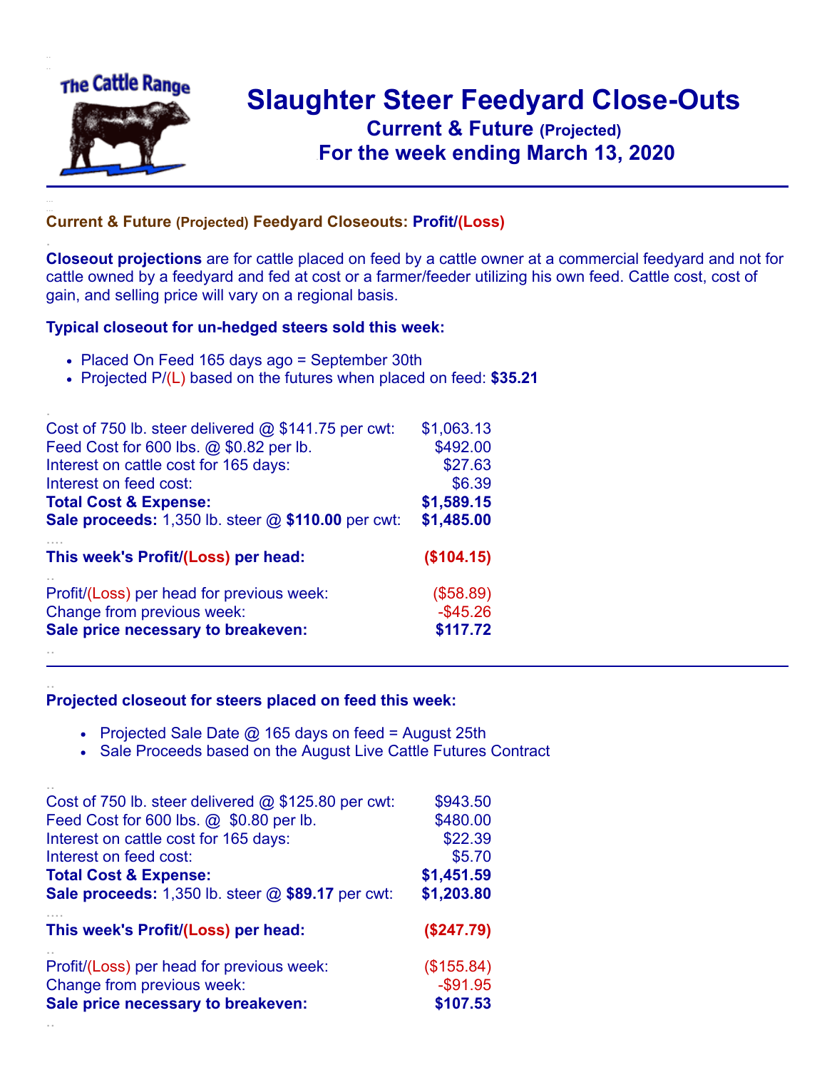# Slaughter Steer Feedyard Close-Outs

## Current & Future (Projected)

## For the week ending March 13, 2020

### Current & Future (Projected) Feedyard Closeouts: Profit/(Loss)

**Closeout projections** are for cattle placed on feed by a cattle owner at a commercial feedyard and not for cattle owned by a feedyard and fed at cost or a farmer/feeder utilizing his own feed. Cattle cost, cost of gain, and selling price will vary on a regional basis.

**Typical closeout for un-hedged steers sold this week:**

- Placed On Feed 165 days ago = September 30th
- Projected P/(L) based on the futures when placed on feed: **$35.21**

| | |
|---|---|
| Cost of 750 lb. steer delivered @ $141.75 per cwt: | $1,063.13 |
| Feed Cost for 600 lbs. @ $0.82 per lb. | $492.00 |
| Interest on cattle cost for 165 days: | $27.63 |
| Interest on feed cost: | $6.39 |
| **Total Cost & Expense:** | **$1,589.15** |
| **Sale proceeds:** 1,350 lb. steer @ **$110.00** per cwt: | **$1,485.00** |
| **This week's Profit/(Loss) per head:** | **($104.15)** |
| Profit/(Loss) per head for previous week: | ($58.89) |
| Change from previous week: | -$45.26 |
| **Sale price necessary to breakeven:** | **$117.72** |

**Projected closeout for steers placed on feed this week:**

- Projected Sale Date @ 165 days on feed = August 25th
- Sale Proceeds based on the August Live Cattle Futures Contract

| | |
|---|---|
| Cost of 750 lb. steer delivered @ $125.80 per cwt: | $943.50 |
| Feed Cost for 600 lbs. @ $0.80 per lb. | $480.00 |
| Interest on cattle cost for 165 days: | $22.39 |
| Interest on feed cost: | $5.70 |
| **Total Cost & Expense:** | **$1,451.59** |
| **Sale proceeds:** 1,350 lb. steer @ **$89.17** per cwt: | **$1,203.80** |
| **This week's Profit/(Loss) per head:** | **($247.79)** |
| Profit/(Loss) per head for previous week: | ($155.84) |
| Change from previous week: | -$91.95 |
| **Sale price necessary to breakeven:** | **$107.53** |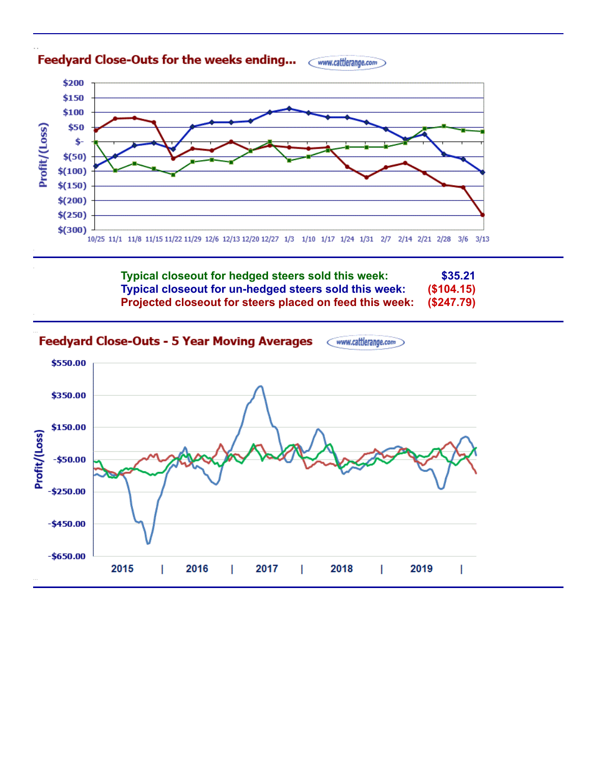## Feedyard Close-Outs for the weeks ending...

www.cattlerange.com

Profit/(Loss)

$200
$150
$100
$50
$-
$(50)
$(100)
$(150)
$(200)
$(250)
$(300)

10/25 11/1 11/8 11/15 11/22 11/29 12/6 12/13 12/20 12/27 1/3 1/10 1/17 1/24 1/31 2/7 2/14 2/21 2/28 3/6 3/13

| | |
|---|---|
| Typical closeout for hedged steers sold this week: | $35.21 |
| Typical closeout for un-hedged steers sold this week: | ($104.15) |
| Projected closeout for steers placed on feed this week: | ($247.79) |

## Feedyard Close-Outs - 5 Year Moving Averages

www.cattlerange.com

Profit/(Loss)

$550.00
$350.00
$150.00
-$50.00
-$250.00
-$450.00
-$650.00

2015 | 2016 | 2017 | 2018 | 2019 |